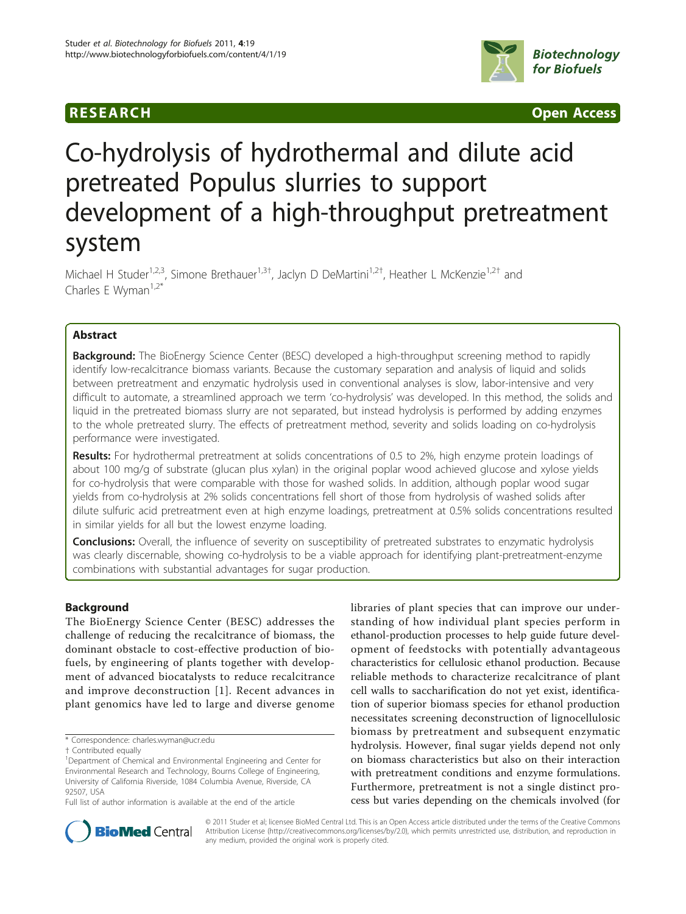RESEARCH Open Access

# Co-hydrolysis of hydrothermal and dilute acid pretreated Populus slurries to support development of a high-throughput pretreatment system

Michael H Studer[1,2,3], Simone Brethauer[1,3†], Jaclyn D DeMartini[1,2†], Heather L McKenzie[1,2†] and Charles E Wyman[1,2*]

## Abstract

**Background:** The BioEnergy Science Center (BESC) developed a high-throughput screening method to rapidly identify low-recalcitrance biomass variants. Because the customary separation and analysis of liquid and solids between pretreatment and enzymatic hydrolysis used in conventional analyses is slow, labor-intensive and very difficult to automate, a streamlined approach we term 'co-hydrolysis' was developed. In this method, the solids and liquid in the pretreated biomass slurry are not separated, but instead hydrolysis is performed by adding enzymes to the whole pretreated slurry. The effects of pretreatment method, severity and solids loading on co-hydrolysis performance were investigated.

**Results:** For hydrothermal pretreatment at solids concentrations of 0.5 to 2%, high enzyme protein loadings of about 100 mg/g of substrate (glucan plus xylan) in the original poplar wood achieved glucose and xylose yields for co-hydrolysis that were comparable with those for washed solids. In addition, although poplar wood sugar yields from co-hydrolysis at 2% solids concentrations fell short of those from hydrolysis of washed solids after dilute sulfuric acid pretreatment even at high enzyme loadings, pretreatment at 0.5% solids concentrations resulted in similar yields for all but the lowest enzyme loading.

**Conclusions:** Overall, the influence of severity on susceptibility of pretreated substrates to enzymatic hydrolysis was clearly discernable, showing co-hydrolysis to be a viable approach for identifying plant-pretreatment-enzyme combinations with substantial advantages for sugar production.

## Background

The BioEnergy Science Center (BESC) addresses the challenge of reducing the recalcitrance of biomass, the dominant obstacle to cost-effective production of biofuels, by engineering of plants together with development of advanced biocatalysts to reduce recalcitrance and improve deconstruction [1]. Recent advances in plant genomics have led to large and diverse genome libraries of plant species that can improve our understanding of how individual plant species perform in ethanol-production processes to help guide future development of feedstocks with potentially advantageous characteristics for cellulosic ethanol production. Because reliable methods to characterize recalcitrance of plant cell walls to saccharification do not yet exist, identification of superior biomass species for ethanol production necessitates screening deconstruction of lignocellulosic biomass by pretreatment and subsequent enzymatic hydrolysis. However, final sugar yields depend not only on biomass characteristics but also on their interaction with pretreatment conditions and enzyme formulations. Furthermore, pretreatment is not a single distinct process but varies depending on the chemicals involved (for

\* Correspondence: charles.wyman@ucr.edu

† Contributed equally

[1]Department of Chemical and Environmental Engineering and Center for Environmental Research and Technology, Bourns College of Engineering, University of California Riverside, 1084 Columbia Avenue, Riverside, CA 92507, USA

Full list of author information is available at the end of the article

© 2011 Studer et al; licensee BioMed Central Ltd. This is an Open Access article distributed under the terms of the Creative Commons Attribution License (http://creativecommons.org/licenses/by/2.0), which permits unrestricted use, distribution, and reproduction in any medium, provided the original work is properly cited.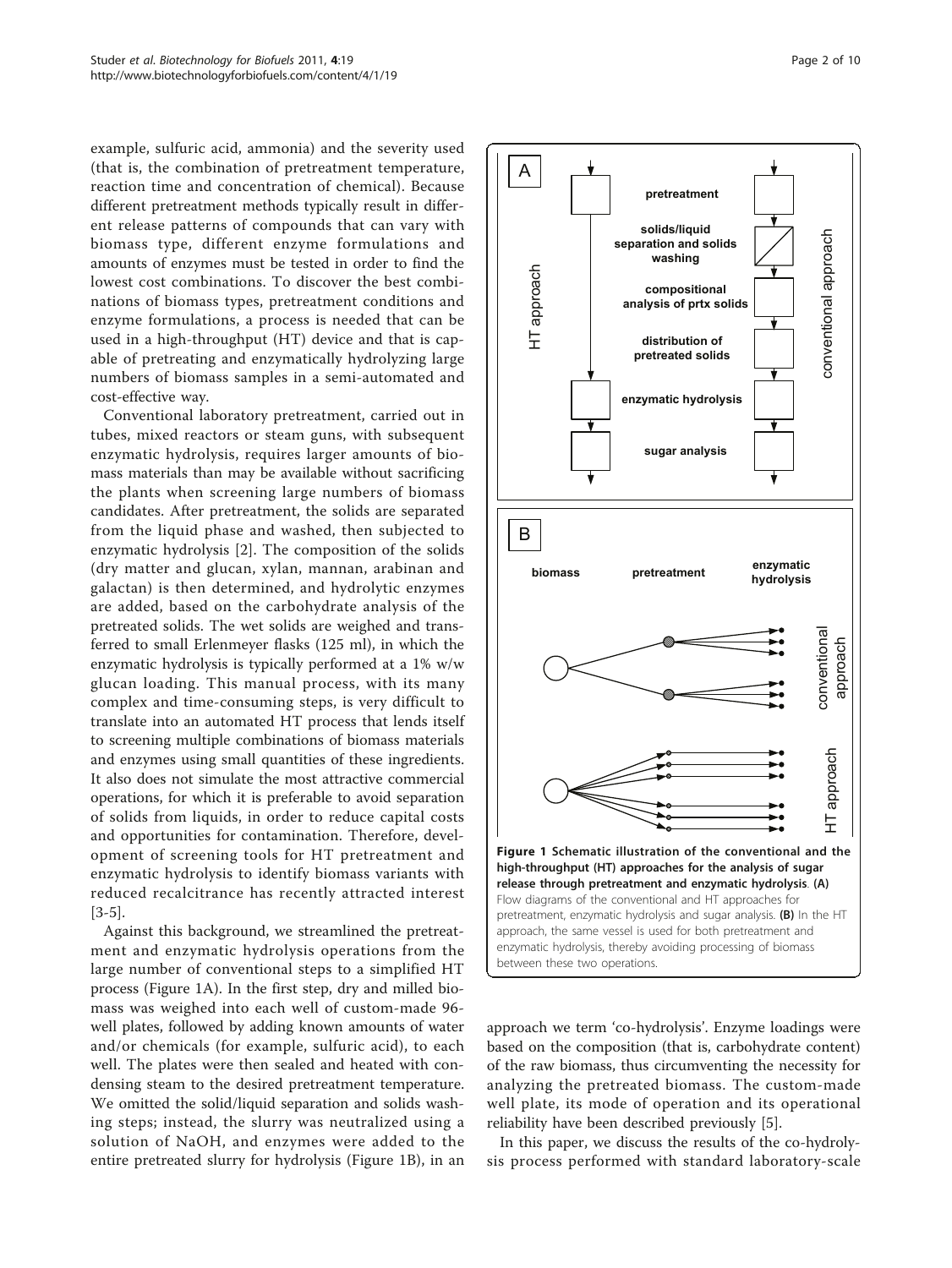example, sulfuric acid, ammonia) and the severity used (that is, the combination of pretreatment temperature, reaction time and concentration of chemical). Because different pretreatment methods typically result in different release patterns of compounds that can vary with biomass type, different enzyme formulations and amounts of enzymes must be tested in order to find the lowest cost combinations. To discover the best combinations of biomass types, pretreatment conditions and enzyme formulations, a process is needed that can be used in a high-throughput (HT) device and that is capable of pretreating and enzymatically hydrolyzing large numbers of biomass samples in a semi-automated and cost-effective way.

Conventional laboratory pretreatment, carried out in tubes, mixed reactors or steam guns, with subsequent enzymatic hydrolysis, requires larger amounts of biomass materials than may be available without sacrificing the plants when screening large numbers of biomass candidates. After pretreatment, the solids are separated from the liquid phase and washed, then subjected to enzymatic hydrolysis [2]. The composition of the solids (dry matter and glucan, xylan, mannan, arabinan and galactan) is then determined, and hydrolytic enzymes are added, based on the carbohydrate analysis of the pretreated solids. The wet solids are weighed and transferred to small Erlenmeyer flasks (125 ml), in which the enzymatic hydrolysis is typically performed at a 1% w/w glucan loading. This manual process, with its many complex and time-consuming steps, is very difficult to translate into an automated HT process that lends itself to screening multiple combinations of biomass materials and enzymes using small quantities of these ingredients. It also does not simulate the most attractive commercial operations, for which it is preferable to avoid separation of solids from liquids, in order to reduce capital costs and opportunities for contamination. Therefore, development of screening tools for HT pretreatment and enzymatic hydrolysis to identify biomass variants with reduced recalcitrance has recently attracted interest [3-5].

Against this background, we streamlined the pretreatment and enzymatic hydrolysis operations from the large number of conventional steps to a simplified HT process (Figure 1A). In the first step, dry and milled biomass was weighed into each well of custom-made 96-well plates, followed by adding known amounts of water and/or chemicals (for example, sulfuric acid), to each well. The plates were then sealed and heated with condensing steam to the desired pretreatment temperature. We omitted the solid/liquid separation and solids washing steps; instead, the slurry was neutralized using a solution of NaOH, and enzymes were added to the entire pretreated slurry for hydrolysis (Figure 1B), in an approach we term 'co-hydrolysis'. Enzyme loadings were based on the composition (that is, carbohydrate content) of the raw biomass, thus circumventing the necessity for analyzing the pretreated biomass. The custom-made well plate, its mode of operation and its operational reliability have been described previously [5].

**Figure 1 Schematic illustration of the conventional and the high-throughput (HT) approaches for the analysis of sugar release through pretreatment and enzymatic hydrolysis**. **(A)** Flow diagrams of the conventional and HT approaches for pretreatment, enzymatic hydrolysis and sugar analysis. **(B)** In the HT approach, the same vessel is used for both pretreatment and enzymatic hydrolysis, thereby avoiding processing of biomass between these two operations.

In this paper, we discuss the results of the co-hydrolysis process performed with standard laboratory-scale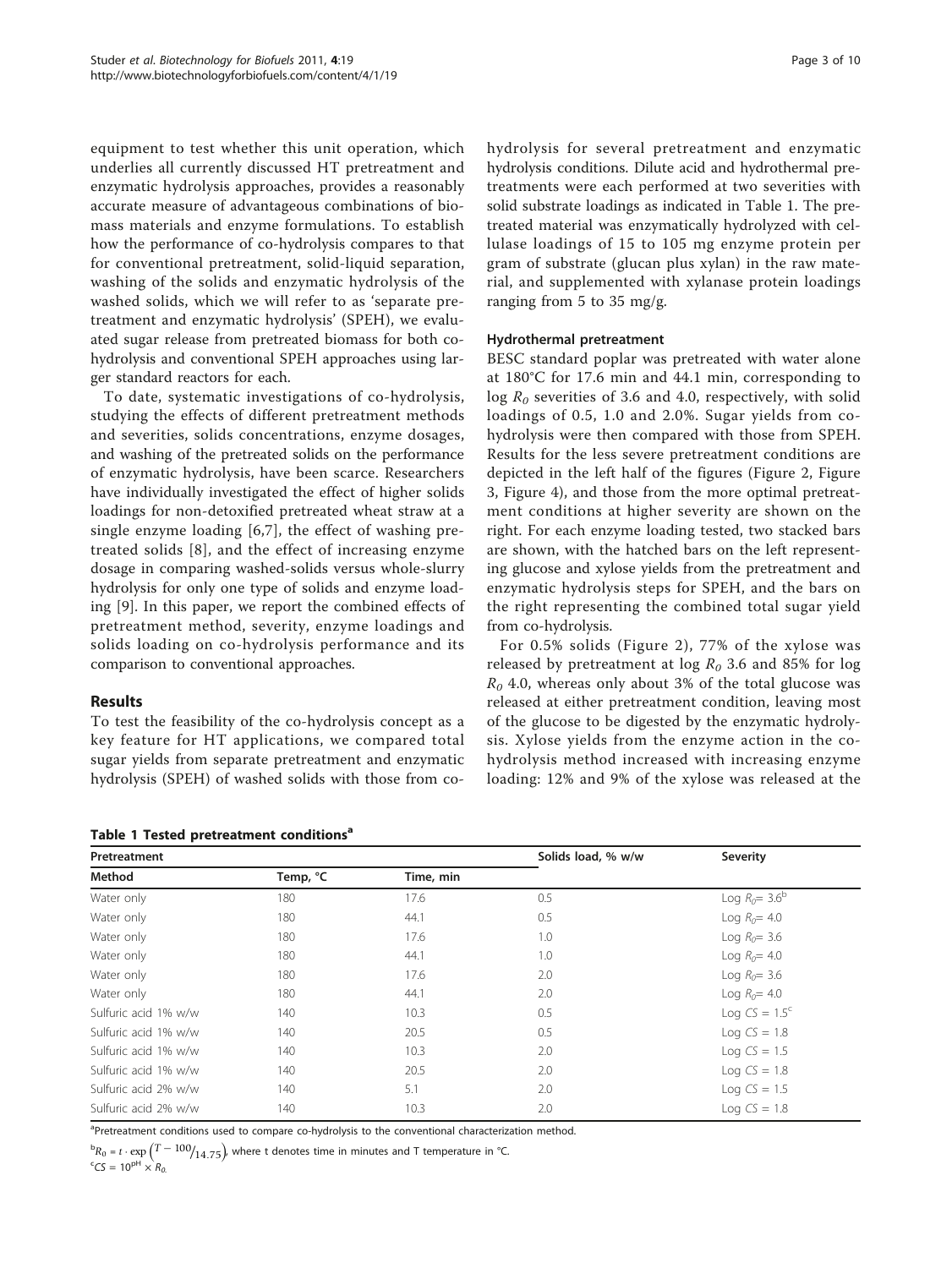equipment to test whether this unit operation, which underlies all currently discussed HT pretreatment and enzymatic hydrolysis approaches, provides a reasonably accurate measure of advantageous combinations of biomass materials and enzyme formulations. To establish how the performance of co-hydrolysis compares to that for conventional pretreatment, solid-liquid separation, washing of the solids and enzymatic hydrolysis of the washed solids, which we will refer to as 'separate pretreatment and enzymatic hydrolysis' (SPEH), we evaluated sugar release from pretreated biomass for both co-hydrolysis and conventional SPEH approaches using larger standard reactors for each.

To date, systematic investigations of co-hydrolysis, studying the effects of different pretreatment methods and severities, solids concentrations, enzyme dosages, and washing of the pretreated solids on the performance of enzymatic hydrolysis, have been scarce. Researchers have individually investigated the effect of higher solids loadings for non-detoxified pretreated wheat straw at a single enzyme loading [6,7], the effect of washing pretreated solids [8], and the effect of increasing enzyme dosage in comparing washed-solids versus whole-slurry hydrolysis for only one type of solids and enzyme loading [9]. In this paper, we report the combined effects of pretreatment method, severity, enzyme loadings and solids loading on co-hydrolysis performance and its comparison to conventional approaches.

## Results

To test the feasibility of the co-hydrolysis concept as a key feature for HT applications, we compared total sugar yields from separate pretreatment and enzymatic hydrolysis (SPEH) of washed solids with those from co-hydrolysis for several pretreatment and enzymatic hydrolysis conditions. Dilute acid and hydrothermal pretreatments were each performed at two severities with solid substrate loadings as indicated in Table 1. The pretreated material was enzymatically hydrolyzed with cellulase loadings of 15 to 105 mg enzyme protein per gram of substrate (glucan plus xylan) in the raw material, and supplemented with xylanase protein loadings ranging from 5 to 35 mg/g.

### Hydrothermal pretreatment

BESC standard poplar was pretreated with water alone at 180°C for 17.6 min and 44.1 min, corresponding to log $R_0$ severities of 3.6 and 4.0, respectively, with solid loadings of 0.5, 1.0 and 2.0%. Sugar yields from co-hydrolysis were then compared with those from SPEH. Results for the less severe pretreatment conditions are depicted in the left half of the figures (Figure 2, Figure 3, Figure 4), and those from the more optimal pretreatment conditions at higher severity are shown on the right. For each enzyme loading tested, two stacked bars are shown, with the hatched bars on the left representing glucose and xylose yields from the pretreatment and enzymatic hydrolysis steps for SPEH, and the bars on the right representing the combined total sugar yield from co-hydrolysis.

For 0.5% solids (Figure 2), 77% of the xylose was released by pretreatment at log $R_0$ 3.6 and 85% for log $R_0$ 4.0, whereas only about 3% of the total glucose was released at either pretreatment condition, leaving most of the glucose to be digested by the enzymatic hydrolysis. Xylose yields from the enzyme action in the co-hydrolysis method increased with increasing enzyme loading: 12% and 9% of the xylose was released at the

**Table 1 Tested pretreatment conditions**[a]

| Pretreatment | | | Solids load, % w/w | Severity |
|---|---|---|---|---|
| Method | Temp, °C | Time, min | | |
| Water only | 180 | 17.6 | 0.5 | Log $R_0$= 3.6[b] |
| Water only | 180 | 44.1 | 0.5 | Log $R_0$= 4.0 |
| Water only | 180 | 17.6 | 1.0 | Log $R_0$= 3.6 |
| Water only | 180 | 44.1 | 1.0 | Log $R_0$= 4.0 |
| Water only | 180 | 17.6 | 2.0 | Log $R_0$= 3.6 |
| Water only | 180 | 44.1 | 2.0 | Log $R_0$= 4.0 |
| Sulfuric acid 1% w/w | 140 | 10.3 | 0.5 | Log $CS$ = 1.5[c] |
| Sulfuric acid 1% w/w | 140 | 20.5 | 0.5 | Log $CS$ = 1.8 |
| Sulfuric acid 1% w/w | 140 | 10.3 | 2.0 | Log $CS$ = 1.5 |
| Sulfuric acid 1% w/w | 140 | 20.5 | 2.0 | Log $CS$ = 1.8 |
| Sulfuric acid 2% w/w | 140 | 5.1 | 2.0 | Log $CS$ = 1.5 |
| Sulfuric acid 2% w/w | 140 | 10.3 | 2.0 | Log $CS$ = 1.8 |

[a]Pretreatment conditions used to compare co-hydrolysis to the conventional characterization method.

[b]$R_0 = t \cdot \exp\left(\frac{T - 100}{14.75}\right)$, where t denotes time in minutes and T temperature in °C.

[c]$CS = 10^{pH} \times R_0$.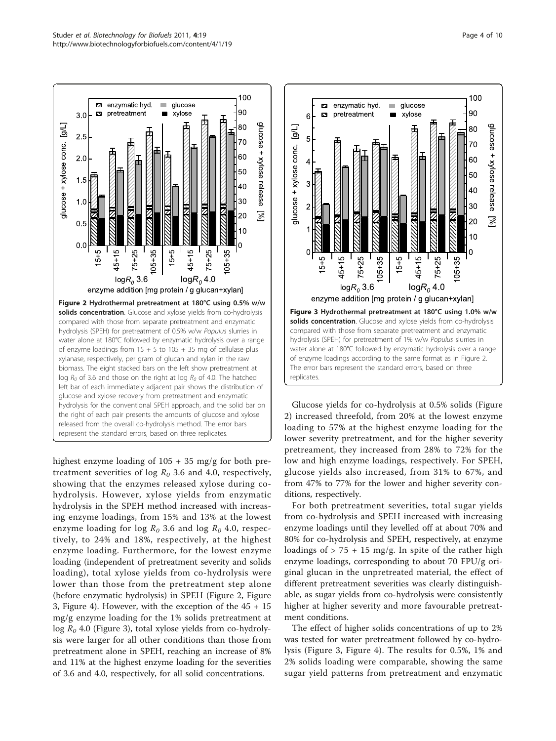**Figure 2 Hydrothermal pretreatment at 180°C using 0.5% w/w solids concentration**. Glucose and xylose yields from co-hydrolysis compared with those from separate pretreatment and enzymatic hydrolysis (SPEH) for pretreatment of 0.5% w/w *Populus* slurries in water alone at 180°C followed by enzymatic hydrolysis over a range of enzyme loadings from 15 + 5 to 105 + 35 mg of cellulase plus xylanase, respectively, per gram of glucan and xylan in the raw biomass. The eight stacked bars on the left show pretreatment at log $R_0$ of 3.6 and those on the right at log $R_0$ of 4.0. The hatched left bar of each immediately adjacent pair shows the distribution of glucose and xylose recovery from pretreatment and enzymatic hydrolysis for the conventional SPEH approach, and the solid bar on the right of each pair presents the amounts of glucose and xylose released from the overall co-hydrolysis method. The error bars represent the standard errors, based on three replicates.

**Figure 3 Hydrothermal pretreatment at 180°C using 1.0% w/w solids concentration**. Glucose and xylose yields from co-hydrolysis compared with those from separate pretreatment and enzymatic hydrolysis (SPEH) for pretreatment of 1% w/w *Populus* slurries in water alone at 180°C followed by enzymatic hydrolysis over a range of enzyme loadings according to the same format as in Figure 2. The error bars represent the standard errors, based on three replicates.

highest enzyme loading of 105 + 35 mg/g for both pretreatment severities of log $R_0$ 3.6 and 4.0, respectively, showing that the enzymes released xylose during co-hydrolysis. However, xylose yields from enzymatic hydrolysis in the SPEH method increased with increasing enzyme loadings, from 15% and 13% at the lowest enzyme loading for log $R_0$ 3.6 and log $R_0$ 4.0, respectively, to 24% and 18%, respectively, at the highest enzyme loading. Furthermore, for the lowest enzyme loading (independent of pretreatment severity and solids loading), total xylose yields from co-hydrolysis were lower than those from the pretreatment step alone (before enzymatic hydrolysis) in SPEH (Figure 2, Figure 3, Figure 4). However, with the exception of the 45 + 15 mg/g enzyme loading for the 1% solids pretreatment at log $R_0$ 4.0 (Figure 3), total xylose yields from co-hydrolysis were larger for all other conditions than those from pretreatment alone in SPEH, reaching an increase of 8% and 11% at the highest enzyme loading for the severities of 3.6 and 4.0, respectively, for all solid concentrations.

Glucose yields for co-hydrolysis at 0.5% solids (Figure 2) increased threefold, from 20% at the lowest enzyme loading to 57% at the highest enzyme loading for the lower severity pretreatment, and for the higher severity pretreament, they increased from 28% to 72% for the low and high enzyme loadings, respectively. For SPEH, glucose yields also increased, from 31% to 67%, and from 47% to 77% for the lower and higher severity conditions, respectively.

For both pretreatment severities, total sugar yields from co-hydrolysis and SPEH increased with increasing enzyme loadings until they levelled off at about 70% and 80% for co-hydrolysis and SPEH, respectively, at enzyme loadings of > 75 + 15 mg/g. In spite of the rather high enzyme loadings, corresponding to about 70 FPU/g original glucan in the unpretreated material, the effect of different pretreatment severities was clearly distinguishable, as sugar yields from co-hydrolysis were consistently higher at higher severity and more favourable pretreatment conditions.

The effect of higher solids concentrations of up to 2% was tested for water pretreatment followed by co-hydrolysis (Figure 3, Figure 4). The results for 0.5%, 1% and 2% solids loading were comparable, showing the same sugar yield patterns from pretreatment and enzymatic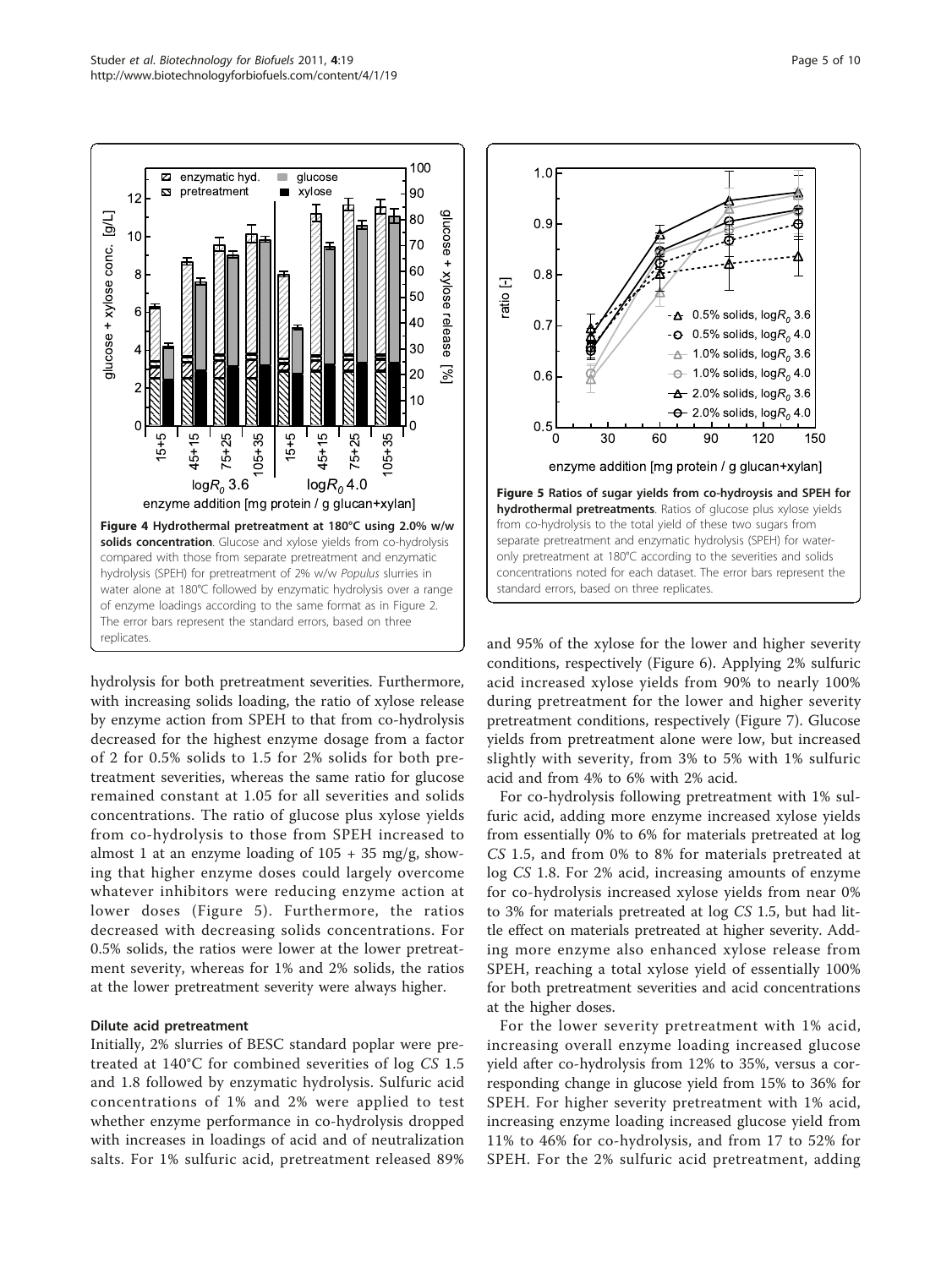**Figure 4 Hydrothermal pretreatment at 180°C using 2.0% w/w solids concentration**. Glucose and xylose yields from co-hydrolysis compared with those from separate pretreatment and enzymatic hydrolysis (SPEH) for pretreatment of 2% w/w *Populus* slurries in water alone at 180°C followed by enzymatic hydrolysis over a range of enzyme loadings according to the same format as in Figure 2. The error bars represent the standard errors, based on three replicates.

**Figure 5 Ratios of sugar yields from co-hydroysis and SPEH for hydrothermal pretreatments**. Ratios of glucose plus xylose yields from co-hydrolysis to the total yield of these two sugars from separate pretreatment and enzymatic hydrolysis (SPEH) for water-only pretreatment at 180°C according to the severities and solids concentrations noted for each dataset. The error bars represent the standard errors, based on three replicates.

hydrolysis for both pretreatment severities. Furthermore, with increasing solids loading, the ratio of xylose release by enzyme action from SPEH to that from co-hydrolysis decreased for the highest enzyme dosage from a factor of 2 for 0.5% solids to 1.5 for 2% solids for both pretreatment severities, whereas the same ratio for glucose remained constant at 1.05 for all severities and solids concentrations. The ratio of glucose plus xylose yields from co-hydrolysis to those from SPEH increased to almost 1 at an enzyme loading of 105 + 35 mg/g, showing that higher enzyme doses could largely overcome whatever inhibitors were reducing enzyme action at lower doses (Figure 5). Furthermore, the ratios decreased with decreasing solids concentrations. For 0.5% solids, the ratios were lower at the lower pretreatment severity, whereas for 1% and 2% solids, the ratios at the lower pretreatment severity were always higher.

### Dilute acid pretreatment

Initially, 2% slurries of BESC standard poplar were pretreated at 140°C for combined severities of log *CS* 1.5 and 1.8 followed by enzymatic hydrolysis. Sulfuric acid concentrations of 1% and 2% were applied to test whether enzyme performance in co-hydrolysis dropped with increases in loadings of acid and of neutralization salts. For 1% sulfuric acid, pretreatment released 89% and 95% of the xylose for the lower and higher severity conditions, respectively (Figure 6). Applying 2% sulfuric acid increased xylose yields from 90% to nearly 100% during pretreatment for the lower and higher severity pretreatment conditions, respectively (Figure 7). Glucose yields from pretreatment alone were low, but increased slightly with severity, from 3% to 5% with 1% sulfuric acid and from 4% to 6% with 2% acid.

For co-hydrolysis following pretreatment with 1% sulfuric acid, adding more enzyme increased xylose yields from essentially 0% to 6% for materials pretreated at log *CS* 1.5, and from 0% to 8% for materials pretreated at log *CS* 1.8. For 2% acid, increasing amounts of enzyme for co-hydrolysis increased xylose yields from near 0% to 3% for materials pretreated at log *CS* 1.5, but had little effect on materials pretreated at higher severity. Adding more enzyme also enhanced xylose release from SPEH, reaching a total xylose yield of essentially 100% for both pretreatment severities and acid concentrations at the higher doses.

For the lower severity pretreatment with 1% acid, increasing overall enzyme loading increased glucose yield after co-hydrolysis from 12% to 35%, versus a corresponding change in glucose yield from 15% to 36% for SPEH. For higher severity pretreatment with 1% acid, increasing enzyme loading increased glucose yield from 11% to 46% for co-hydrolysis, and from 17 to 52% for SPEH. For the 2% sulfuric acid pretreatment, adding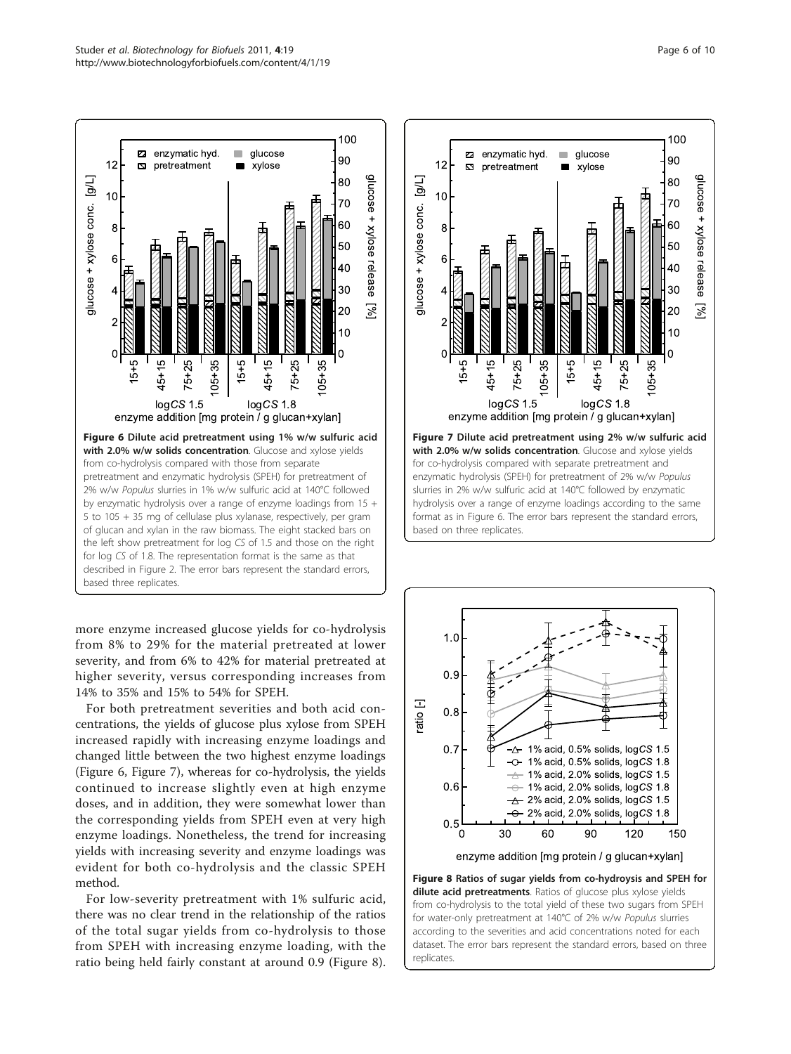**Figure 6 Dilute acid pretreatment using 1% w/w sulfuric acid with 2.0% w/w solids concentration**. Glucose and xylose yields from co-hydrolysis compared with those from separate pretreatment and enzymatic hydrolysis (SPEH) for pretreatment of 2% w/w *Populus* slurries in 1% w/w sulfuric acid at 140°C followed by enzymatic hydrolysis over a range of enzyme loadings from 15 + 5 to 105 + 35 mg of cellulase plus xylanase, respectively, per gram of glucan and xylan in the raw biomass. The eight stacked bars on the left show pretreatment for log *CS* of 1.5 and those on the right for log *CS* of 1.8. The representation format is the same as that described in Figure 2. The error bars represent the standard errors, based three replicates.

**Figure 7 Dilute acid pretreatment using 2% w/w sulfuric acid with 2.0% w/w solids concentration**. Glucose and xylose yields for co-hydrolysis compared with separate pretreatment and enzymatic hydrolysis (SPEH) for pretreatment of 2% w/w *Populus* slurries in 2% w/w sulfuric acid at 140°C followed by enzymatic hydrolysis over a range of enzyme loadings according to the same format as in Figure 6. The error bars represent the standard errors, based on three replicates.

more enzyme increased glucose yields for co-hydrolysis from 8% to 29% for the material pretreated at lower severity, and from 6% to 42% for material pretreated at higher severity, versus corresponding increases from 14% to 35% and 15% to 54% for SPEH.

For both pretreatment severities and both acid concentrations, the yields of glucose plus xylose from SPEH increased rapidly with increasing enzyme loadings and changed little between the two highest enzyme loadings (Figure 6, Figure 7), whereas for co-hydrolysis, the yields continued to increase slightly even at high enzyme doses, and in addition, they were somewhat lower than the corresponding yields from SPEH even at very high enzyme loadings. Nonetheless, the trend for increasing yields with increasing severity and enzyme loadings was evident for both co-hydrolysis and the classic SPEH method.

For low-severity pretreatment with 1% sulfuric acid, there was no clear trend in the relationship of the ratios of the total sugar yields from co-hydrolysis to those from SPEH with increasing enzyme loading, with the ratio being held fairly constant at around 0.9 (Figure 8).

**Figure 8 Ratios of sugar yields from co-hydroysis and SPEH for dilute acid pretreatments**. Ratios of glucose plus xylose yields from co-hydrolysis to the total yield of these two sugars from SPEH for water-only pretreatment at 140°C of 2% w/w *Populus* slurries according to the severities and acid concentrations noted for each dataset. The error bars represent the standard errors, based on three replicates.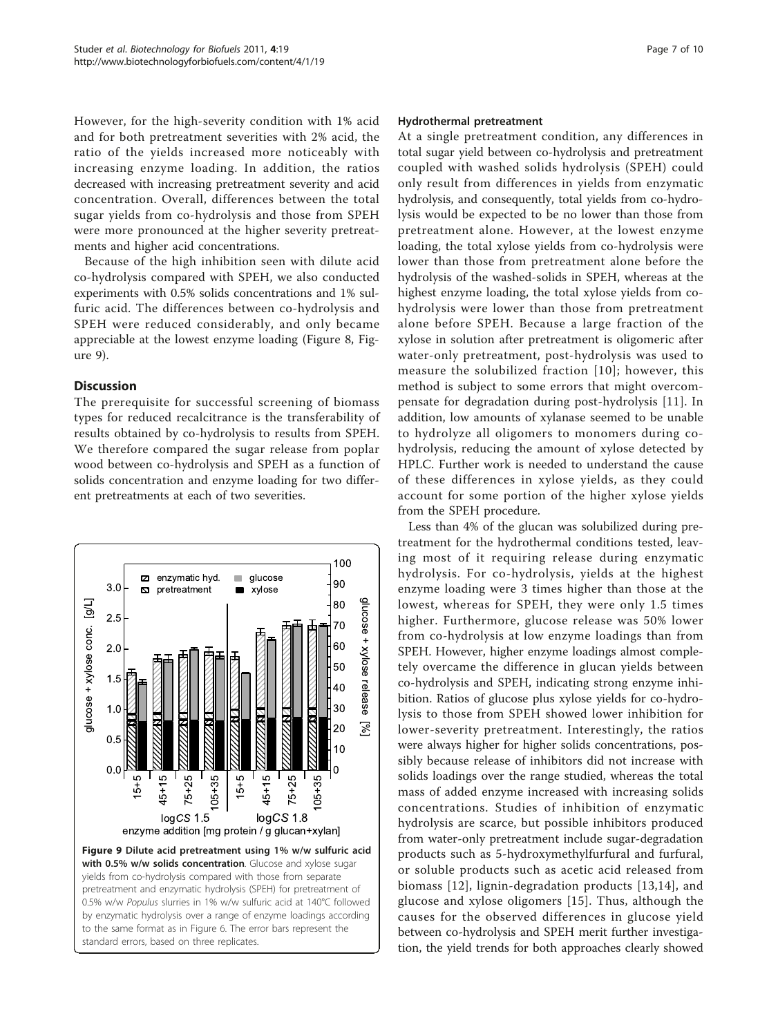However, for the high-severity condition with 1% acid and for both pretreatment severities with 2% acid, the ratio of the yields increased more noticeably with increasing enzyme loading. In addition, the ratios decreased with increasing pretreatment severity and acid concentration. Overall, differences between the total sugar yields from co-hydrolysis and those from SPEH were more pronounced at the higher severity pretreatments and higher acid concentrations.

Because of the high inhibition seen with dilute acid co-hydrolysis compared with SPEH, we also conducted experiments with 0.5% solids concentrations and 1% sulfuric acid. The differences between co-hydrolysis and SPEH were reduced considerably, and only became appreciable at the lowest enzyme loading (Figure 8, Figure 9).

## Discussion

The prerequisite for successful screening of biomass types for reduced recalcitrance is the transferability of results obtained by co-hydrolysis to results from SPEH. We therefore compared the sugar release from poplar wood between co-hydrolysis and SPEH as a function of solids concentration and enzyme loading for two different pretreatments at each of two severities.

**Figure 9 Dilute acid pretreatment using 1% w/w sulfuric acid with 0.5% w/w solids concentration**. Glucose and xylose sugar yields from co-hydrolysis compared with those from separate pretreatment and enzymatic hydrolysis (SPEH) for pretreatment of 0.5% w/w *Populus* slurries in 1% w/w sulfuric acid at 140°C followed by enzymatic hydrolysis over a range of enzyme loadings according to the same format as in Figure 6. The error bars represent the standard errors, based on three replicates.

### Hydrothermal pretreatment

At a single pretreatment condition, any differences in total sugar yield between co-hydrolysis and pretreatment coupled with washed solids hydrolysis (SPEH) could only result from differences in yields from enzymatic hydrolysis, and consequently, total yields from co-hydrolysis would be expected to be no lower than those from pretreatment alone. However, at the lowest enzyme loading, the total xylose yields from co-hydrolysis were lower than those from pretreatment alone before the hydrolysis of the washed-solids in SPEH, whereas at the highest enzyme loading, the total xylose yields from co-hydrolysis were lower than those from pretreatment alone before SPEH. Because a large fraction of the xylose in solution after pretreatment is oligomeric after water-only pretreatment, post-hydrolysis was used to measure the solubilized fraction [10]; however, this method is subject to some errors that might overcompensate for degradation during post-hydrolysis [11]. In addition, low amounts of xylanase seemed to be unable to hydrolyze all oligomers to monomers during co-hydrolysis, reducing the amount of xylose detected by HPLC. Further work is needed to understand the cause of these differences in xylose yields, as they could account for some portion of the higher xylose yields from the SPEH procedure.

Less than 4% of the glucan was solubilized during pretreatment for the hydrothermal conditions tested, leaving most of it requiring release during enzymatic hydrolysis. For co-hydrolysis, yields at the highest enzyme loading were 3 times higher than those at the lowest, whereas for SPEH, they were only 1.5 times higher. Furthermore, glucose release was 50% lower from co-hydrolysis at low enzyme loadings than from SPEH. However, higher enzyme loadings almost completely overcame the difference in glucan yields between co-hydrolysis and SPEH, indicating strong enzyme inhibition. Ratios of glucose plus xylose yields for co-hydrolysis to those from SPEH showed lower inhibition for lower-severity pretreatment. Interestingly, the ratios were always higher for higher solids concentrations, possibly because release of inhibitors did not increase with solids loadings over the range studied, whereas the total mass of added enzyme increased with increasing solids concentrations. Studies of inhibition of enzymatic hydrolysis are scarce, but possible inhibitors produced from water-only pretreatment include sugar-degradation products such as 5-hydroxymethylfurfural and furfural, or soluble products such as acetic acid released from biomass [12], lignin-degradation products [13,14], and glucose and xylose oligomers [15]. Thus, although the causes for the observed differences in glucose yield between co-hydrolysis and SPEH merit further investigation, the yield trends for both approaches clearly showed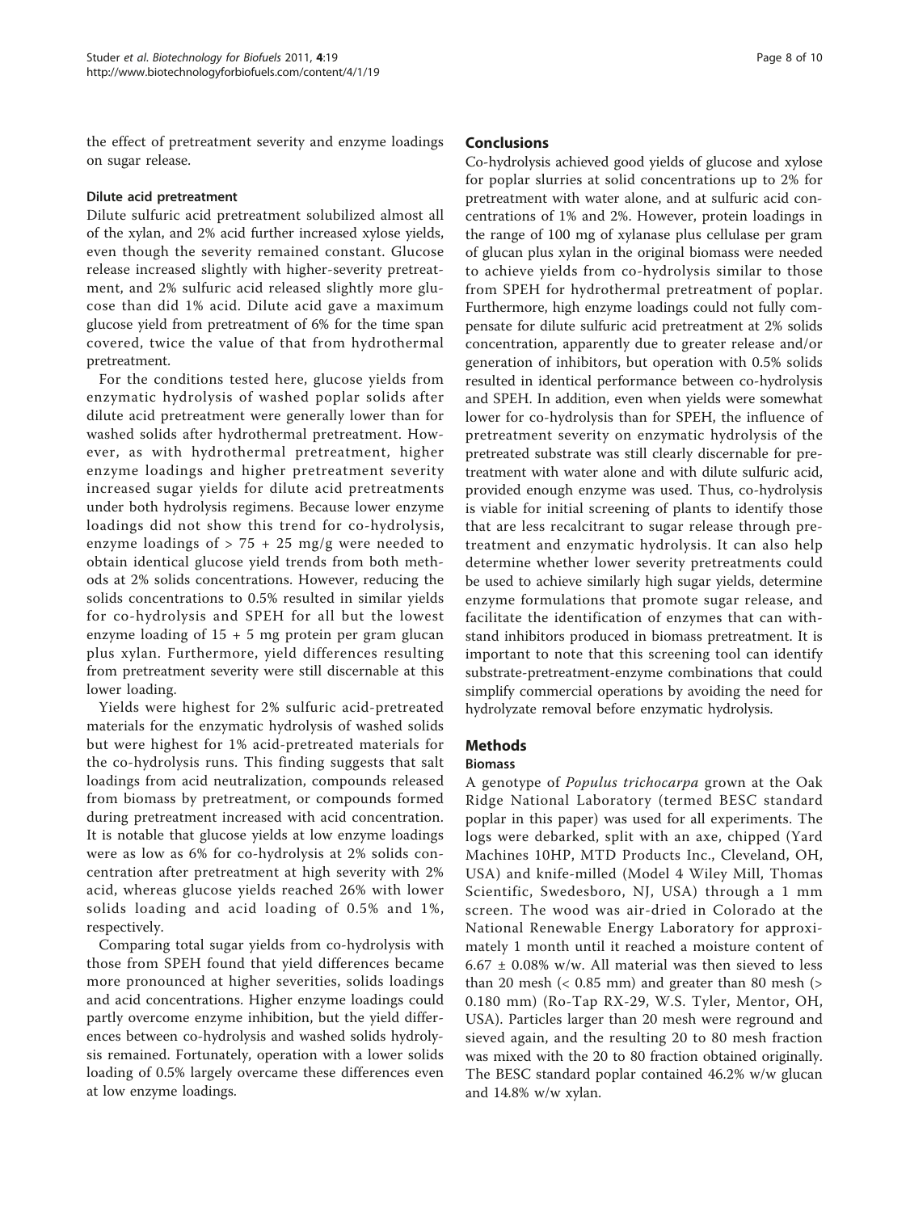the effect of pretreatment severity and enzyme loadings on sugar release.

### Dilute acid pretreatment

Dilute sulfuric acid pretreatment solubilized almost all of the xylan, and 2% acid further increased xylose yields, even though the severity remained constant. Glucose release increased slightly with higher-severity pretreatment, and 2% sulfuric acid released slightly more glucose than did 1% acid. Dilute acid gave a maximum glucose yield from pretreatment of 6% for the time span covered, twice the value of that from hydrothermal pretreatment.

For the conditions tested here, glucose yields from enzymatic hydrolysis of washed poplar solids after dilute acid pretreatment were generally lower than for washed solids after hydrothermal pretreatment. However, as with hydrothermal pretreatment, higher enzyme loadings and higher pretreatment severity increased sugar yields for dilute acid pretreatments under both hydrolysis regimens. Because lower enzyme loadings did not show this trend for co-hydrolysis, enzyme loadings of > 75 + 25 mg/g were needed to obtain identical glucose yield trends from both methods at 2% solids concentrations. However, reducing the solids concentrations to 0.5% resulted in similar yields for co-hydrolysis and SPEH for all but the lowest enzyme loading of 15 + 5 mg protein per gram glucan plus xylan. Furthermore, yield differences resulting from pretreatment severity were still discernable at this lower loading.

Yields were highest for 2% sulfuric acid-pretreated materials for the enzymatic hydrolysis of washed solids but were highest for 1% acid-pretreated materials for the co-hydrolysis runs. This finding suggests that salt loadings from acid neutralization, compounds released from biomass by pretreatment, or compounds formed during pretreatment increased with acid concentration. It is notable that glucose yields at low enzyme loadings were as low as 6% for co-hydrolysis at 2% solids concentration after pretreatment at high severity with 2% acid, whereas glucose yields reached 26% with lower solids loading and acid loading of 0.5% and 1%, respectively.

Comparing total sugar yields from co-hydrolysis with those from SPEH found that yield differences became more pronounced at higher severities, solids loadings and acid concentrations. Higher enzyme loadings could partly overcome enzyme inhibition, but the yield differences between co-hydrolysis and washed solids hydrolysis remained. Fortunately, operation with a lower solids loading of 0.5% largely overcame these differences even at low enzyme loadings.

## Conclusions

Co-hydrolysis achieved good yields of glucose and xylose for poplar slurries at solid concentrations up to 2% for pretreatment with water alone, and at sulfuric acid concentrations of 1% and 2%. However, protein loadings in the range of 100 mg of xylanase plus cellulase per gram of glucan plus xylan in the original biomass were needed to achieve yields from co-hydrolysis similar to those from SPEH for hydrothermal pretreatment of poplar. Furthermore, high enzyme loadings could not fully compensate for dilute sulfuric acid pretreatment at 2% solids concentration, apparently due to greater release and/or generation of inhibitors, but operation with 0.5% solids resulted in identical performance between co-hydrolysis and SPEH. In addition, even when yields were somewhat lower for co-hydrolysis than for SPEH, the influence of pretreatment severity on enzymatic hydrolysis of the pretreated substrate was still clearly discernable for pretreatment with water alone and with dilute sulfuric acid, provided enough enzyme was used. Thus, co-hydrolysis is viable for initial screening of plants to identify those that are less recalcitrant to sugar release through pretreatment and enzymatic hydrolysis. It can also help determine whether lower severity pretreatments could be used to achieve similarly high sugar yields, determine enzyme formulations that promote sugar release, and facilitate the identification of enzymes that can withstand inhibitors produced in biomass pretreatment. It is important to note that this screening tool can identify substrate-pretreatment-enzyme combinations that could simplify commercial operations by avoiding the need for hydrolyzate removal before enzymatic hydrolysis.

## Methods

### Biomass

A genotype of *Populus trichocarpa* grown at the Oak Ridge National Laboratory (termed BESC standard poplar in this paper) was used for all experiments. The logs were debarked, split with an axe, chipped (Yard Machines 10HP, MTD Products Inc., Cleveland, OH, USA) and knife-milled (Model 4 Wiley Mill, Thomas Scientific, Swedesboro, NJ, USA) through a 1 mm screen. The wood was air-dried in Colorado at the National Renewable Energy Laboratory for approximately 1 month until it reached a moisture content of $6.67 \pm 0.08\%$ w/w. All material was then sieved to less than 20 mesh (< 0.85 mm) and greater than 80 mesh (> 0.180 mm) (Ro-Tap RX-29, W.S. Tyler, Mentor, OH, USA). Particles larger than 20 mesh were reground and sieved again, and the resulting 20 to 80 mesh fraction was mixed with the 20 to 80 fraction obtained originally. The BESC standard poplar contained 46.2% w/w glucan and 14.8% w/w xylan.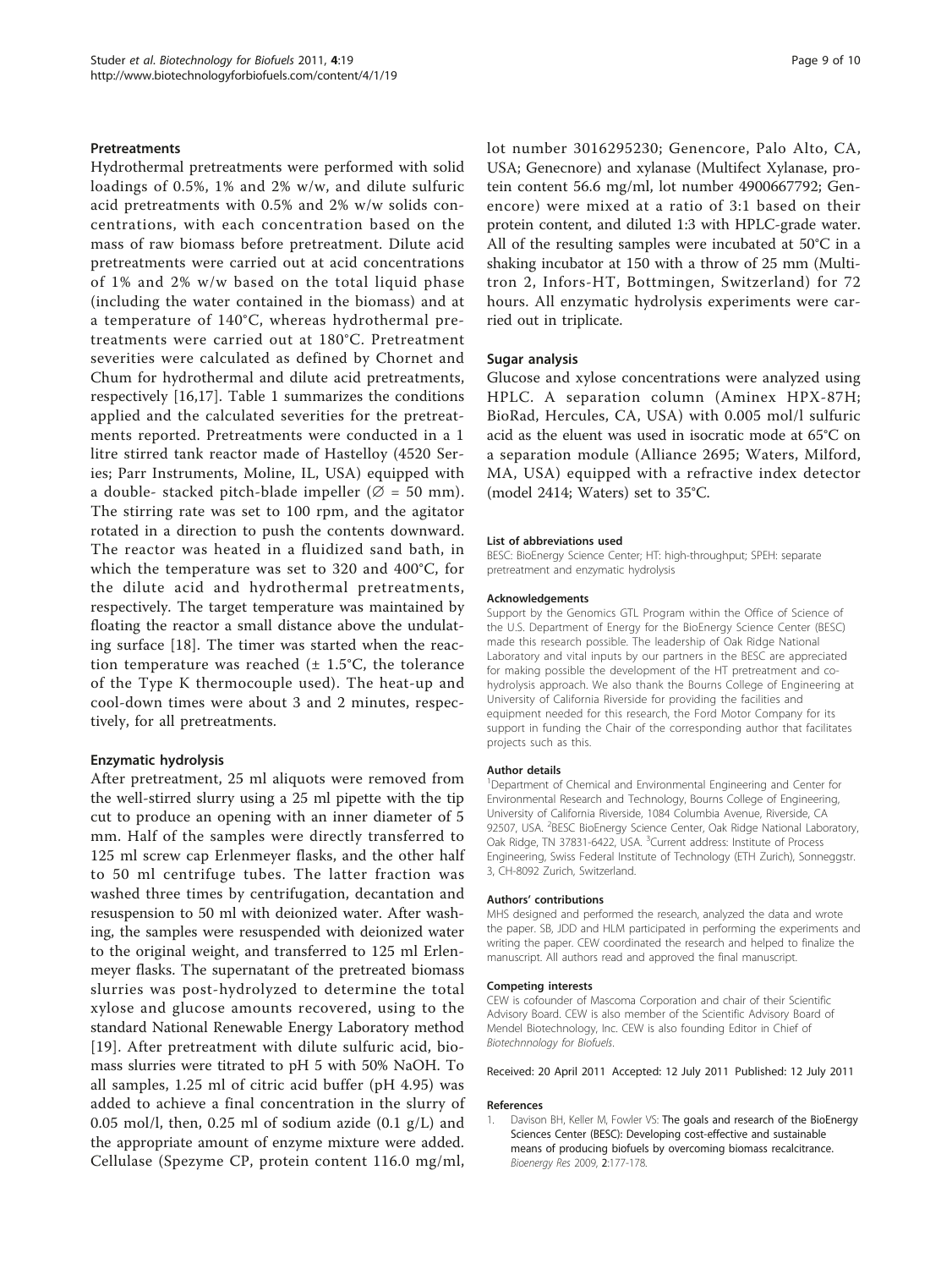### Pretreatments

Hydrothermal pretreatments were performed with solid loadings of 0.5%, 1% and 2% w/w, and dilute sulfuric acid pretreatments with 0.5% and 2% w/w solids concentrations, with each concentration based on the mass of raw biomass before pretreatment. Dilute acid pretreatments were carried out at acid concentrations of 1% and 2% w/w based on the total liquid phase (including the water contained in the biomass) and at a temperature of 140°C, whereas hydrothermal pretreatments were carried out at 180°C. Pretreatment severities were calculated as defined by Chornet and Chum for hydrothermal and dilute acid pretreatments, respectively [16,17]. Table 1 summarizes the conditions applied and the calculated severities for the pretreatments reported. Pretreatments were conducted in a 1 litre stirred tank reactor made of Hastelloy (4520 Series; Parr Instruments, Moline, IL, USA) equipped with a double- stacked pitch-blade impeller (∅ = 50 mm). The stirring rate was set to 100 rpm, and the agitator rotated in a direction to push the contents downward. The reactor was heated in a fluidized sand bath, in which the temperature was set to 320 and 400°C, for the dilute acid and hydrothermal pretreatments, respectively. The target temperature was maintained by floating the reactor a small distance above the undulating surface [18]. The timer was started when the reaction temperature was reached (± 1.5°C, the tolerance of the Type K thermocouple used). The heat-up and cool-down times were about 3 and 2 minutes, respectively, for all pretreatments.

### Enzymatic hydrolysis

After pretreatment, 25 ml aliquots were removed from the well-stirred slurry using a 25 ml pipette with the tip cut to produce an opening with an inner diameter of 5 mm. Half of the samples were directly transferred to 125 ml screw cap Erlenmeyer flasks, and the other half to 50 ml centrifuge tubes. The latter fraction was washed three times by centrifugation, decantation and resuspension to 50 ml with deionized water. After washing, the samples were resuspended with deionized water to the original weight, and transferred to 125 ml Erlenmeyer flasks. The supernatant of the pretreated biomass slurries was post-hydrolyzed to determine the total xylose and glucose amounts recovered, using to the standard National Renewable Energy Laboratory method [19]. After pretreatment with dilute sulfuric acid, biomass slurries were titrated to pH 5 with 50% NaOH. To all samples, 1.25 ml of citric acid buffer (pH 4.95) was added to achieve a final concentration in the slurry of 0.05 mol/l, then, 0.25 ml of sodium azide (0.1 g/L) and the appropriate amount of enzyme mixture were added. Cellulase (Spezyme CP, protein content 116.0 mg/ml, lot number 3016295230; Genencore, Palo Alto, CA, USA; Genecnore) and xylanase (Multifect Xylanase, protein content 56.6 mg/ml, lot number 4900667792; Genencore) were mixed at a ratio of 3:1 based on their protein content, and diluted 1:3 with HPLC-grade water. All of the resulting samples were incubated at 50°C in a shaking incubator at 150 with a throw of 25 mm (Multitron 2, Infors-HT, Bottmingen, Switzerland) for 72 hours. All enzymatic hydrolysis experiments were carried out in triplicate.

### Sugar analysis

Glucose and xylose concentrations were analyzed using HPLC. A separation column (Aminex HPX-87H; BioRad, Hercules, CA, USA) with 0.005 mol/l sulfuric acid as the eluent was used in isocratic mode at 65°C on a separation module (Alliance 2695; Waters, Milford, MA, USA) equipped with a refractive index detector (model 2414; Waters) set to 35°C.

#### List of abbreviations used

BESC: BioEnergy Science Center; HT: high-throughput; SPEH: separate pretreatment and enzymatic hydrolysis

#### Acknowledgements

Support by the Genomics GTL Program within the Office of Science of the U.S. Department of Energy for the BioEnergy Science Center (BESC) made this research possible. The leadership of Oak Ridge National Laboratory and vital inputs by our partners in the BESC are appreciated for making possible the development of the HT pretreatment and co-hydrolysis approach. We also thank the Bourns College of Engineering at University of California Riverside for providing the facilities and equipment needed for this research, the Ford Motor Company for its support in funding the Chair of the corresponding author that facilitates projects such as this.

#### Author details

[1]Department of Chemical and Environmental Engineering and Center for Environmental Research and Technology, Bourns College of Engineering, University of California Riverside, 1084 Columbia Avenue, Riverside, CA 92507, USA. [2]BESC BioEnergy Science Center, Oak Ridge National Laboratory, Oak Ridge, TN 37831-6422, USA. [3]Current address: Institute of Process Engineering, Swiss Federal Institute of Technology (ETH Zurich), Sonneggstr. 3, CH-8092 Zurich, Switzerland.

#### Authors' contributions

MHS designed and performed the research, analyzed the data and wrote the paper. SB, JDD and HLM participated in performing the experiments and writing the paper. CEW coordinated the research and helped to finalize the manuscript. All authors read and approved the final manuscript.

#### Competing interests

CEW is cofounder of Mascoma Corporation and chair of their Scientific Advisory Board. CEW is also member of the Scientific Advisory Board of Mendel Biotechnology, Inc. CEW is also founding Editor in Chief of *Biotechnnology for Biofuels*.

Received: 20 April 2011 Accepted: 12 July 2011 Published: 12 July 2011

#### References

1. Davison BH, Keller M, Fowler VS: **The goals and research of the BioEnergy Sciences Center (BESC): Developing cost-effective and sustainable means of producing biofuels by overcoming biomass recalcitrance.** *Bioenergy Res* 2009, **2**:177-178.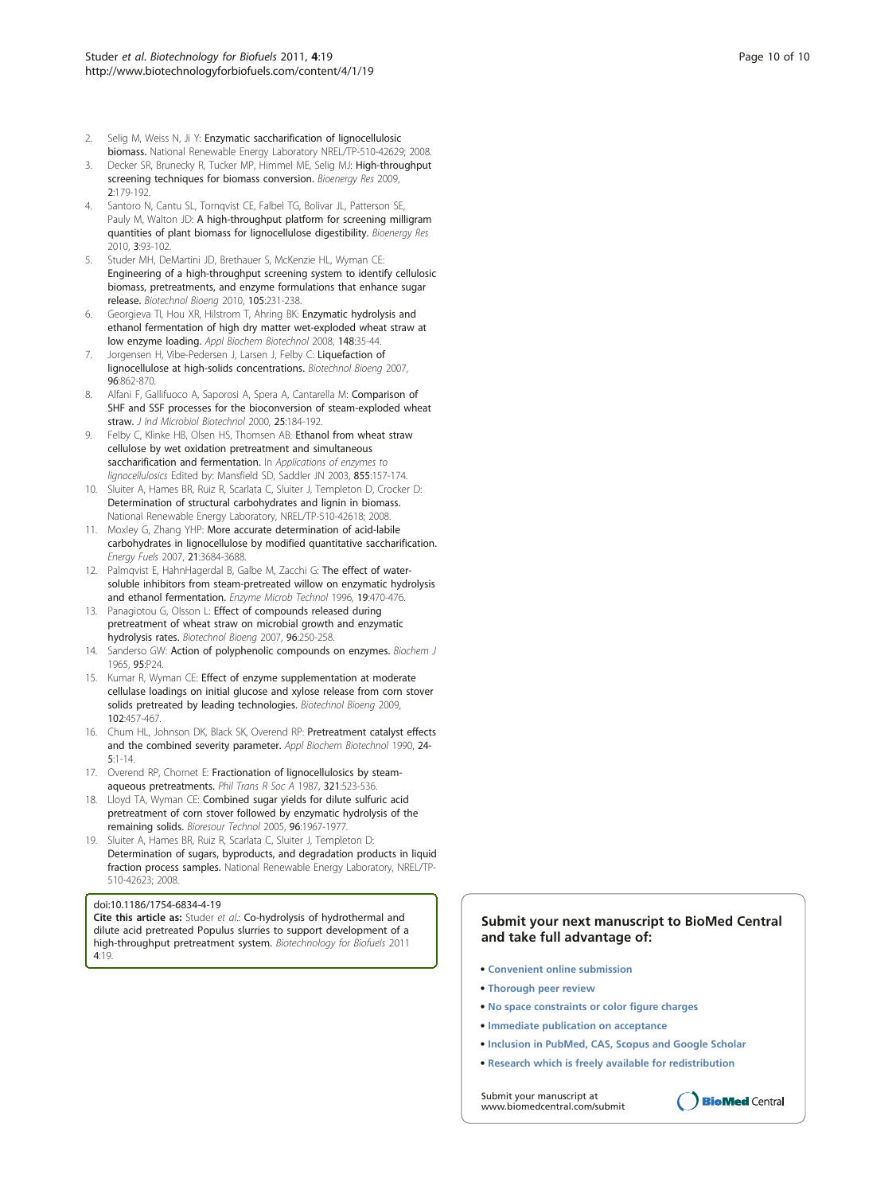2. Selig M, Weiss N, Ji Y: **Enzymatic saccharification of lignocellulosic biomass.** National Renewable Energy Laboratory NREL/TP-510-42629; 2008.
3. Decker SR, Brunecky R, Tucker MP, Himmel ME, Selig MJ: **High-throughput screening techniques for biomass conversion.** *Bioenergy Res* 2009, **2**:179-192.
4. Santoro N, Cantu SL, Tornqvist CE, Falbel TG, Bolivar JL, Patterson SE, Pauly M, Walton JD: **A high-throughput platform for screening milligram quantities of plant biomass for lignocellulose digestibility.** *Bioenergy Res* 2010, **3**:93-102.
5. Studer MH, DeMartini JD, Brethauer S, McKenzie HL, Wyman CE: **Engineering of a high-throughput screening system to identify cellulosic biomass, pretreatments, and enzyme formulations that enhance sugar release.** *Biotechnol Bioeng* 2010, **105**:231-238.
6. Georgieva TI, Hou XR, Hilstrom T, Ahring BK: **Enzymatic hydrolysis and ethanol fermentation of high dry matter wet-exploded wheat straw at low enzyme loading.** *Appl Biochem Biotechnol* 2008, **148**:35-44.
7. Jorgensen H, Vibe-Pedersen J, Larsen J, Felby C: **Liquefaction of lignocellulose at high-solids concentrations.** *Biotechnol Bioeng* 2007, **96**:862-870.
8. Alfani F, Gallifuoco A, Saporosi A, Spera A, Cantarella M: **Comparison of SHF and SSF processes for the bioconversion of steam-exploded wheat straw.** *J Ind Microbiol Biotechnol* 2000, **25**:184-192.
9. Felby C, Klinke HB, Olsen HS, Thomsen AB: **Ethanol from wheat straw cellulose by wet oxidation pretreatment and simultaneous saccharification and fermentation.** In *Applications of enzymes to lignocellulosics* Edited by: Mansfield SD, Saddler JN 2003, **855**:157-174.
10. Sluiter A, Hames BR, Ruiz R, Scarlata C, Sluiter J, Templeton D, Crocker D: **Determination of structural carbohydrates and lignin in biomass.** National Renewable Energy Laboratory, NREL/TP-510-42618; 2008.
11. Moxley G, Zhang YHP: **More accurate determination of acid-labile carbohydrates in lignocellulose by modified quantitative saccharification.** *Energy Fuels* 2007, **21**:3684-3688.
12. Palmqvist E, HahnHagerdal B, Galbe M, Zacchi G: **The effect of water-soluble inhibitors from steam-pretreated willow on enzymatic hydrolysis and ethanol fermentation.** *Enzyme Microb Technol* 1996, **19**:470-476.
13. Panagiotou G, Olsson L: **Effect of compounds released during pretreatment of wheat straw on microbial growth and enzymatic hydrolysis rates.** *Biotechnol Bioeng* 2007, **96**:250-258.
14. Sanderso GW: **Action of polyphenolic compounds on enzymes.** *Biochem J* 1965, **95**:P24.
15. Kumar R, Wyman CE: **Effect of enzyme supplementation at moderate cellulase loadings on initial glucose and xylose release from corn stover solids pretreated by leading technologies.** *Biotechnol Bioeng* 2009, **102**:457-467.
16. Chum HL, Johnson DK, Black SK, Overend RP: **Pretreatment catalyst effects and the combined severity parameter.** *Appl Biochem Biotechnol* 1990, **24-5**:1-14.
17. Overend RP, Chornet E: **Fractionation of lignocellulosics by steam-aqueous pretreatments.** *Phil Trans R Soc A* 1987, **321**:523-536.
18. Lloyd TA, Wyman CE: **Combined sugar yields for dilute sulfuric acid pretreatment of corn stover followed by enzymatic hydrolysis of the remaining solids.** *Bioresour Technol* 2005, **96**:1967-1977.
19. Sluiter A, Hames BR, Ruiz R, Scarlata C, Sluiter J, Templeton D: **Determination of sugars, byproducts, and degradation products in liquid fraction process samples.** National Renewable Energy Laboratory, NREL/TP-510-42623; 2008.

doi:10.1186/1754-6834-4-19

**Cite this article as:** Studer *et al.*: Co-hydrolysis of hydrothermal and dilute acid pretreated Populus slurries to support development of a high-throughput pretreatment system. *Biotechnology for Biofuels* 2011 **4**:19.

**Submit your next manuscript to BioMed Central and take full advantage of:**

- **Convenient online submission**
- **Thorough peer review**
- **No space constraints or color figure charges**
- **Immediate publication on acceptance**
- **Inclusion in PubMed, CAS, Scopus and Google Scholar**
- **Research which is freely available for redistribution**

Submit your manuscript at www.biomedcentral.com/submit

BioMed Central